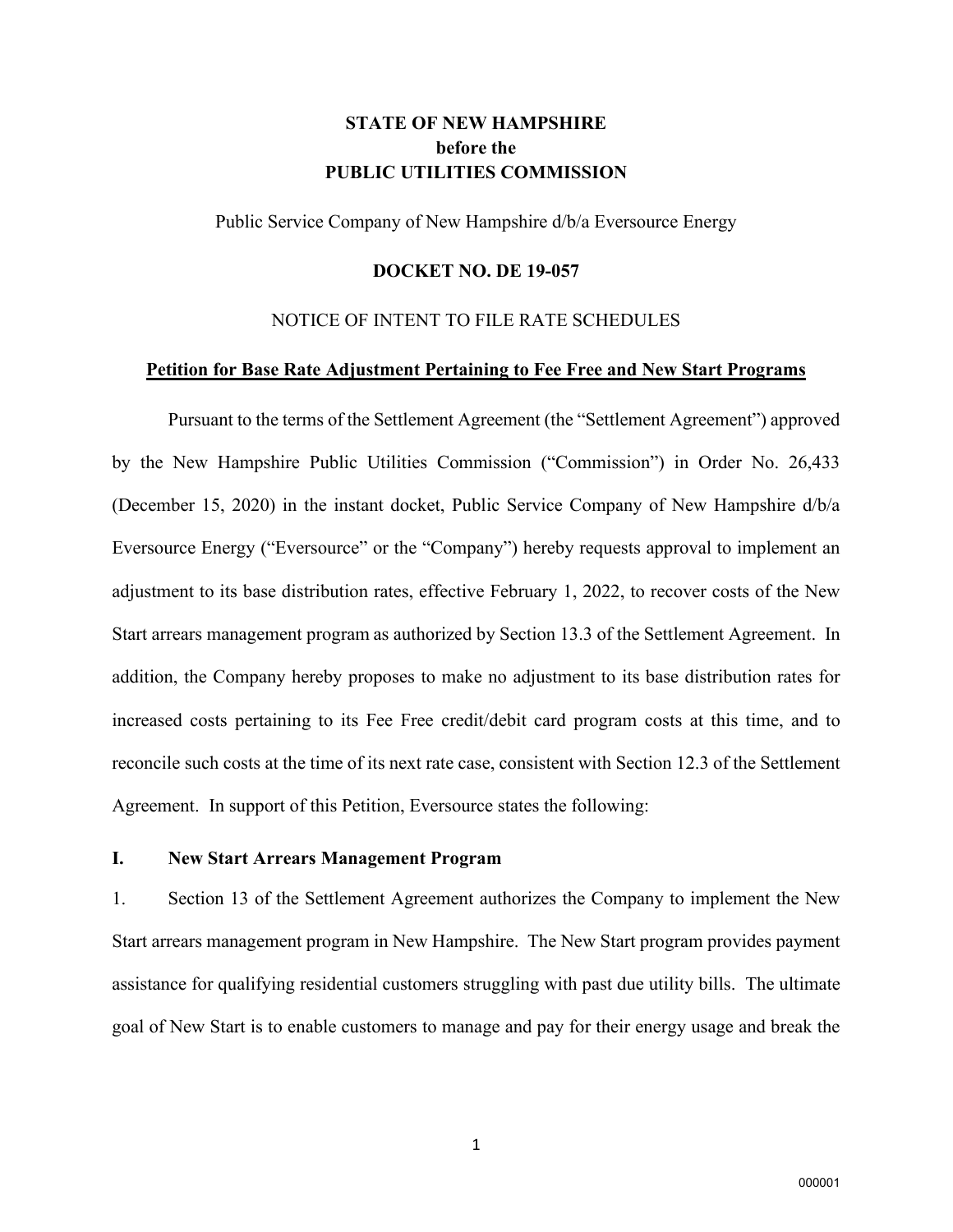**STATE OF NEW HAMPSHIRE**
**before the**
**PUBLIC UTILITIES COMMISSION**

Public Service Company of New Hampshire d/b/a Eversource Energy

**DOCKET NO. DE 19-057**

NOTICE OF INTENT TO FILE RATE SCHEDULES

**Petition for Base Rate Adjustment Pertaining to Fee Free and New Start Programs**

Pursuant to the terms of the Settlement Agreement (the "Settlement Agreement") approved by the New Hampshire Public Utilities Commission ("Commission") in Order No. 26,433 (December 15, 2020) in the instant docket, Public Service Company of New Hampshire d/b/a Eversource Energy ("Eversource" or the "Company") hereby requests approval to implement an adjustment to its base distribution rates, effective February 1, 2022, to recover costs of the New Start arrears management program as authorized by Section 13.3 of the Settlement Agreement. In addition, the Company hereby proposes to make no adjustment to its base distribution rates for increased costs pertaining to its Fee Free credit/debit card program costs at this time, and to reconcile such costs at the time of its next rate case, consistent with Section 12.3 of the Settlement Agreement. In support of this Petition, Eversource states the following:

## I. New Start Arrears Management Program

1. Section 13 of the Settlement Agreement authorizes the Company to implement the New Start arrears management program in New Hampshire. The New Start program provides payment assistance for qualifying residential customers struggling with past due utility bills. The ultimate goal of New Start is to enable customers to manage and pay for their energy usage and break the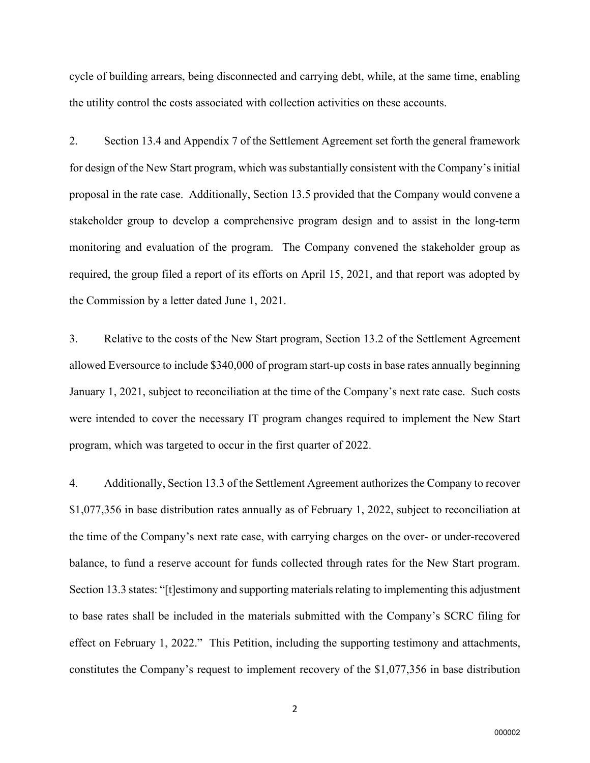cycle of building arrears, being disconnected and carrying debt, while, at the same time, enabling the utility control the costs associated with collection activities on these accounts.

2. Section 13.4 and Appendix 7 of the Settlement Agreement set forth the general framework for design of the New Start program, which was substantially consistent with the Company's initial proposal in the rate case. Additionally, Section 13.5 provided that the Company would convene a stakeholder group to develop a comprehensive program design and to assist in the long-term monitoring and evaluation of the program. The Company convened the stakeholder group as required, the group filed a report of its efforts on April 15, 2021, and that report was adopted by the Commission by a letter dated June 1, 2021.

3. Relative to the costs of the New Start program, Section 13.2 of the Settlement Agreement allowed Eversource to include $340,000 of program start-up costs in base rates annually beginning January 1, 2021, subject to reconciliation at the time of the Company's next rate case. Such costs were intended to cover the necessary IT program changes required to implement the New Start program, which was targeted to occur in the first quarter of 2022.

4. Additionally, Section 13.3 of the Settlement Agreement authorizes the Company to recover $1,077,356 in base distribution rates annually as of February 1, 2022, subject to reconciliation at the time of the Company's next rate case, with carrying charges on the over- or under-recovered balance, to fund a reserve account for funds collected through rates for the New Start program. Section 13.3 states: "[t]estimony and supporting materials relating to implementing this adjustment to base rates shall be included in the materials submitted with the Company's SCRC filing for effect on February 1, 2022." This Petition, including the supporting testimony and attachments, constitutes the Company's request to implement recovery of the $1,077,356 in base distribution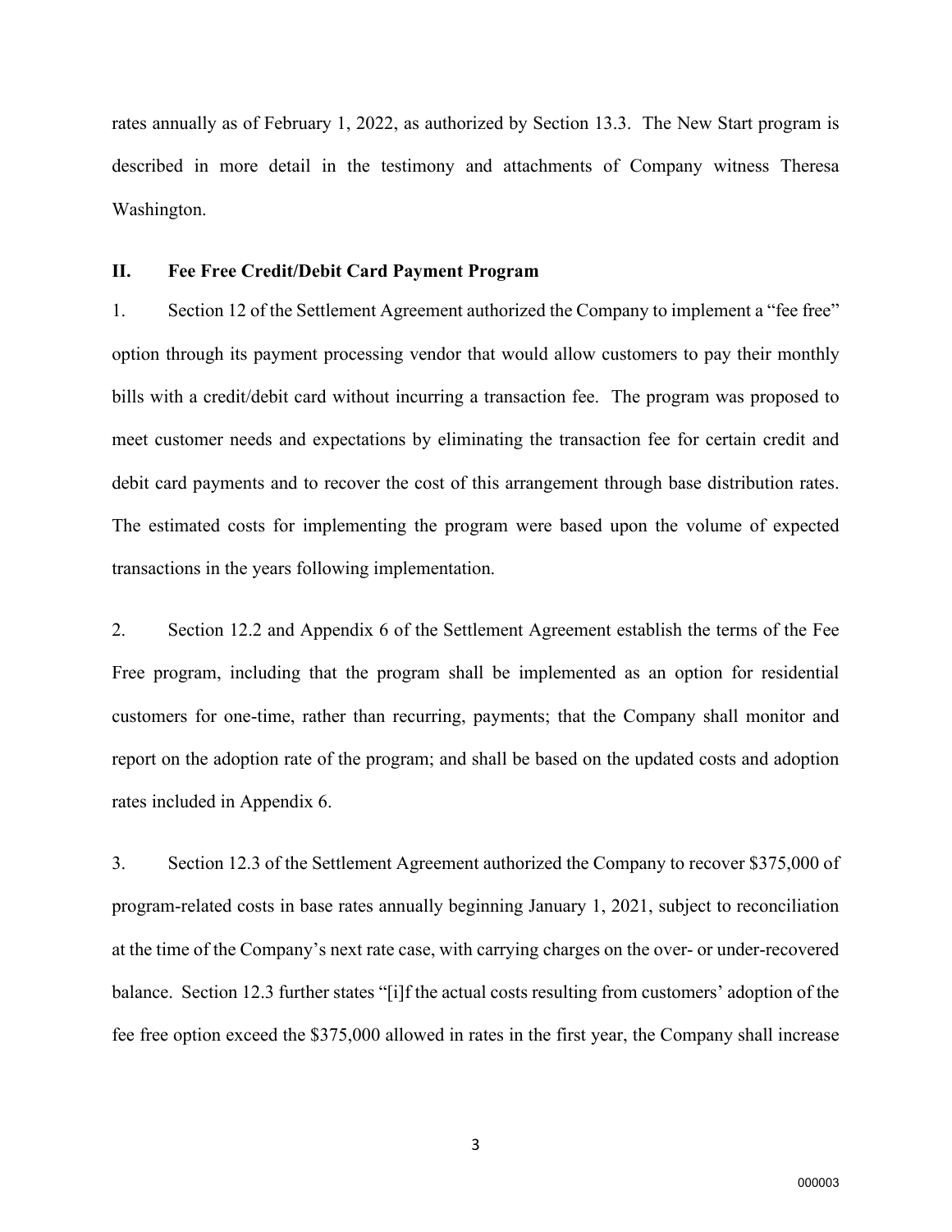rates annually as of February 1, 2022, as authorized by Section 13.3. The New Start program is described in more detail in the testimony and attachments of Company witness Theresa Washington.

## II. Fee Free Credit/Debit Card Payment Program

1. Section 12 of the Settlement Agreement authorized the Company to implement a "fee free" option through its payment processing vendor that would allow customers to pay their monthly bills with a credit/debit card without incurring a transaction fee. The program was proposed to meet customer needs and expectations by eliminating the transaction fee for certain credit and debit card payments and to recover the cost of this arrangement through base distribution rates. The estimated costs for implementing the program were based upon the volume of expected transactions in the years following implementation.

2. Section 12.2 and Appendix 6 of the Settlement Agreement establish the terms of the Fee Free program, including that the program shall be implemented as an option for residential customers for one-time, rather than recurring, payments; that the Company shall monitor and report on the adoption rate of the program; and shall be based on the updated costs and adoption rates included in Appendix 6.

3. Section 12.3 of the Settlement Agreement authorized the Company to recover $375,000 of program-related costs in base rates annually beginning January 1, 2021, subject to reconciliation at the time of the Company's next rate case, with carrying charges on the over- or under-recovered balance. Section 12.3 further states "[i]f the actual costs resulting from customers' adoption of the fee free option exceed the $375,000 allowed in rates in the first year, the Company shall increase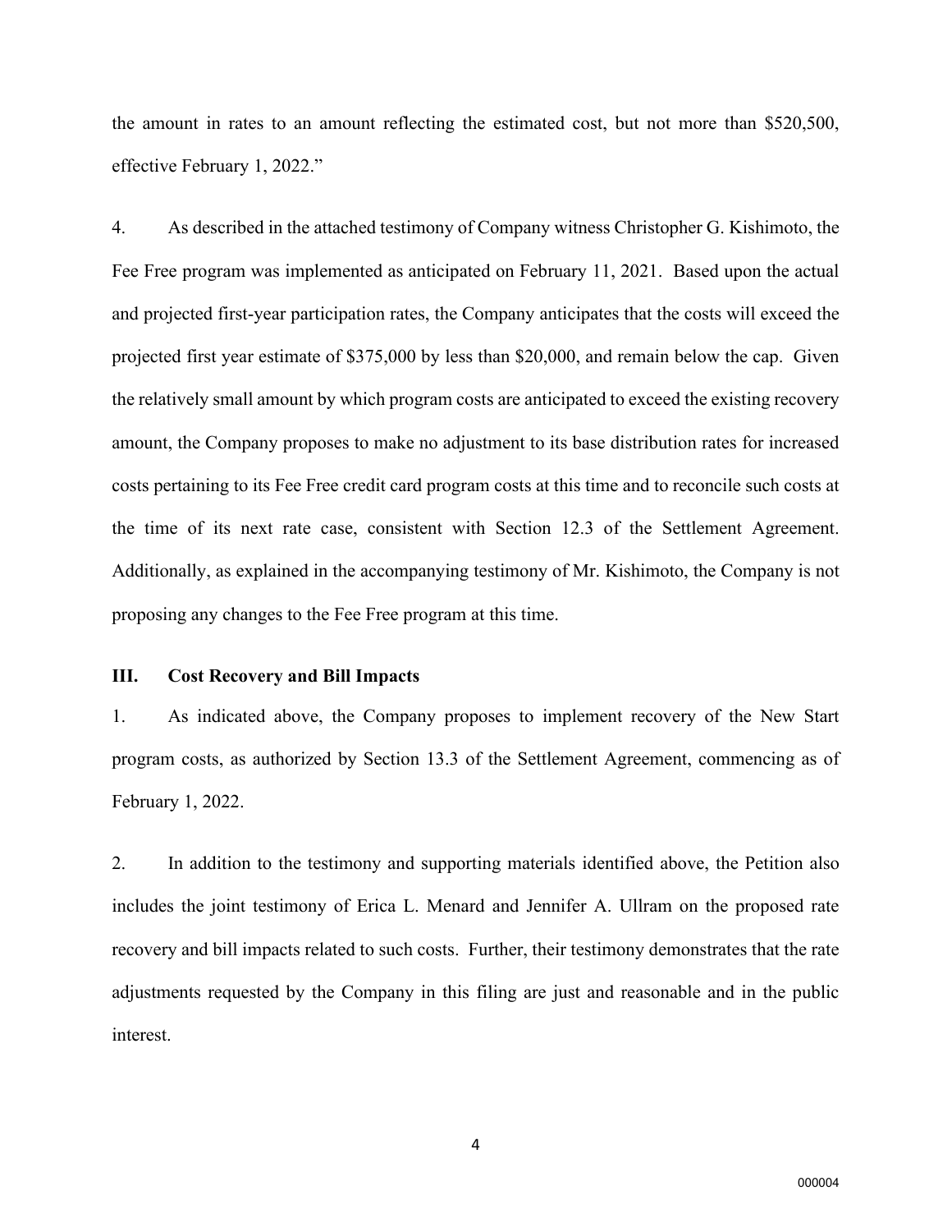the amount in rates to an amount reflecting the estimated cost, but not more than $520,500, effective February 1, 2022."

4. As described in the attached testimony of Company witness Christopher G. Kishimoto, the Fee Free program was implemented as anticipated on February 11, 2021. Based upon the actual and projected first-year participation rates, the Company anticipates that the costs will exceed the projected first year estimate of $375,000 by less than $20,000, and remain below the cap. Given the relatively small amount by which program costs are anticipated to exceed the existing recovery amount, the Company proposes to make no adjustment to its base distribution rates for increased costs pertaining to its Fee Free credit card program costs at this time and to reconcile such costs at the time of its next rate case, consistent with Section 12.3 of the Settlement Agreement. Additionally, as explained in the accompanying testimony of Mr. Kishimoto, the Company is not proposing any changes to the Fee Free program at this time.

## III. Cost Recovery and Bill Impacts

1. As indicated above, the Company proposes to implement recovery of the New Start program costs, as authorized by Section 13.3 of the Settlement Agreement, commencing as of February 1, 2022.

2. In addition to the testimony and supporting materials identified above, the Petition also includes the joint testimony of Erica L. Menard and Jennifer A. Ullram on the proposed rate recovery and bill impacts related to such costs. Further, their testimony demonstrates that the rate adjustments requested by the Company in this filing are just and reasonable and in the public interest.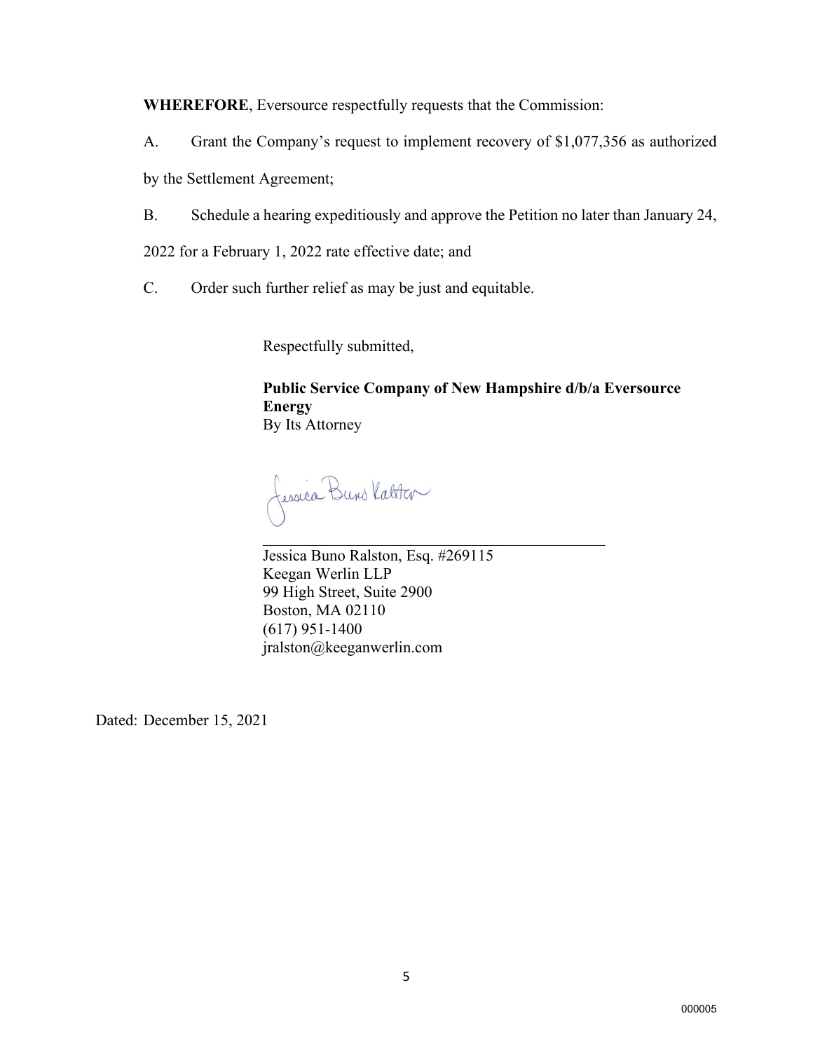**WHEREFORE**, Eversource respectfully requests that the Commission:

A. Grant the Company's request to implement recovery of $1,077,356 as authorized by the Settlement Agreement;

B. Schedule a hearing expeditiously and approve the Petition no later than January 24, 2022 for a February 1, 2022 rate effective date; and

C. Order such further relief as may be just and equitable.

Respectfully submitted,

**Public Service Company of New Hampshire d/b/a Eversource Energy**
By Its Attorney

Jessica Buno Ralston

\_\_\_\_\_\_\_\_\_\_\_\_\_\_\_\_\_\_\_\_\_\_\_\_\_\_\_\_\_\_\_\_\_\_\_\_\_\_\_\_

Jessica Buno Ralston, Esq. #269115
Keegan Werlin LLP
99 High Street, Suite 2900
Boston, MA 02110
(617) 951-1400
jralston@keeganwerlin.com

Dated: December 15, 2021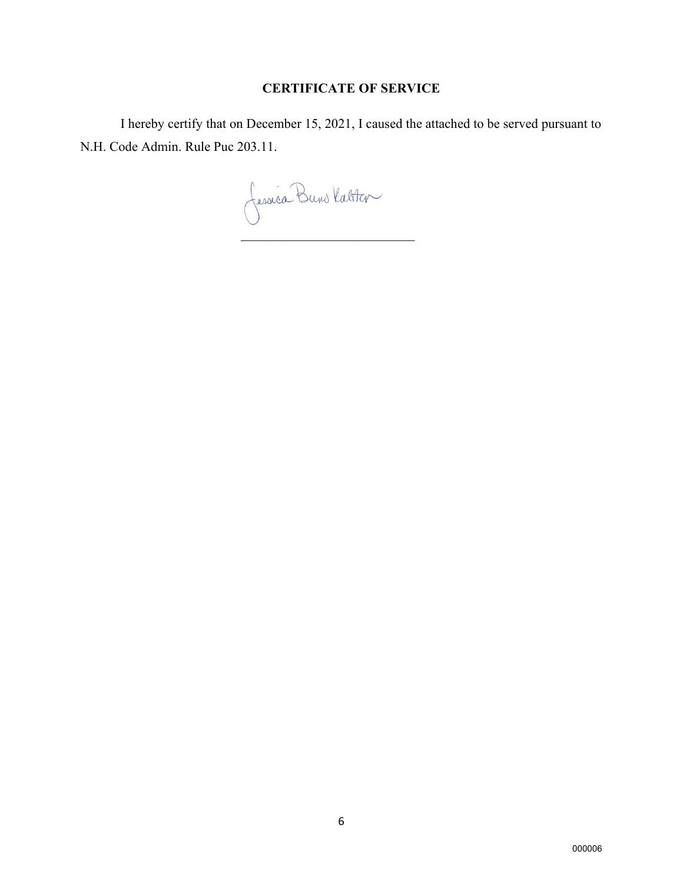**CERTIFICATE OF SERVICE**

I hereby certify that on December 15, 2021, I caused the attached to be served pursuant to N.H. Code Admin. Rule Puc 203.11.

Jessica Buno Ralston

\_\_\_\_\_\_\_\_\_\_\_\_\_\_\_\_\_\_\_\_\_\_\_\_\_\_\_